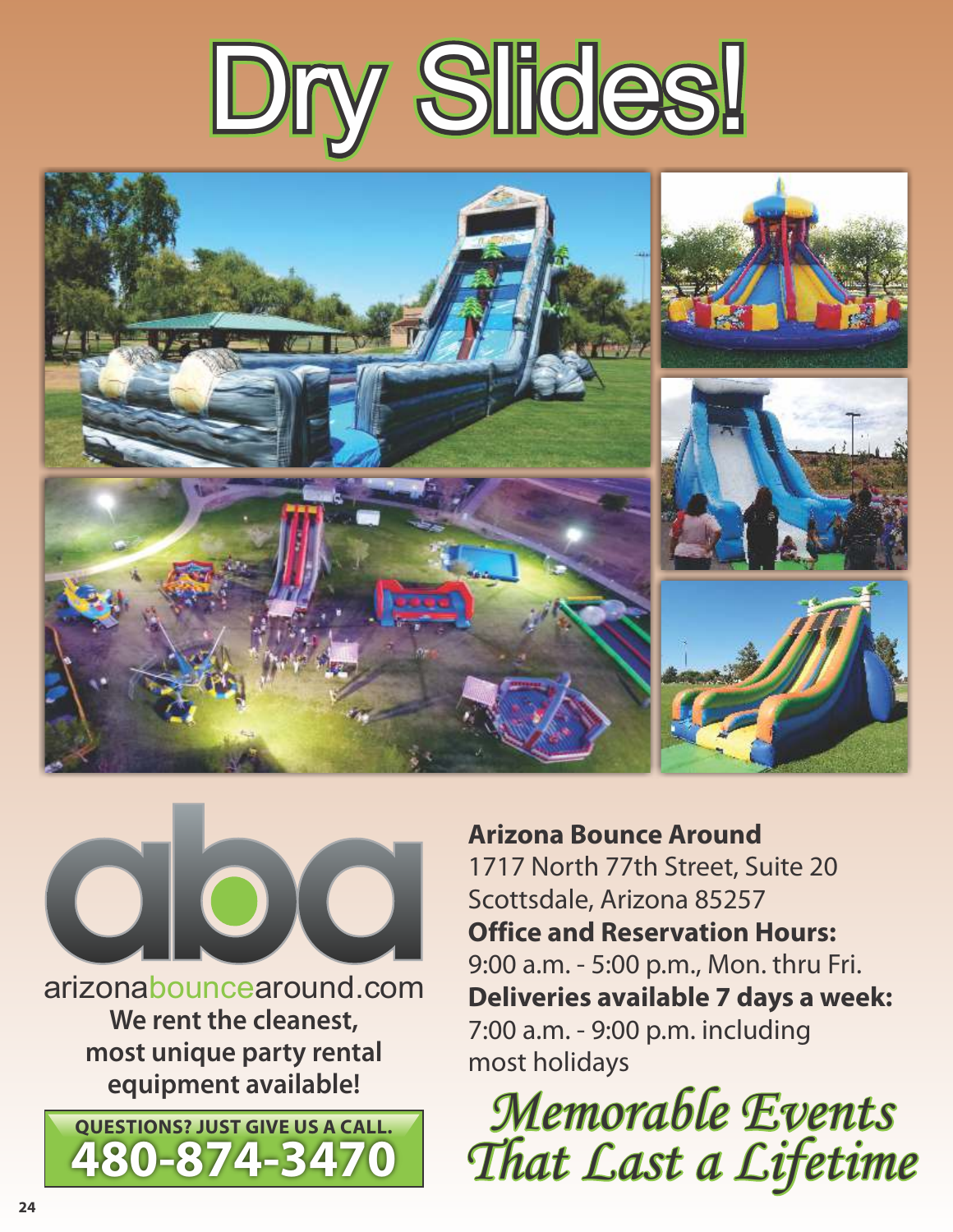# Dry Slides!

aba

arizonabouncearound.com

**We rent the cleanest, most unique party rental equipment available!**

**QUESTIONS? JUST GIVE US A CALL.**
**480-874-3470**

**Arizona Bounce Around**
1717 North 77th Street, Suite 20
Scottsdale, Arizona 85257
**Office and Reservation Hours:**
9:00 a.m. - 5:00 p.m., Mon. thru Fri.
**Deliveries available 7 days a week:**
7:00 a.m. - 9:00 p.m. including most holidays

*Memorable Events That Last a Lifetime*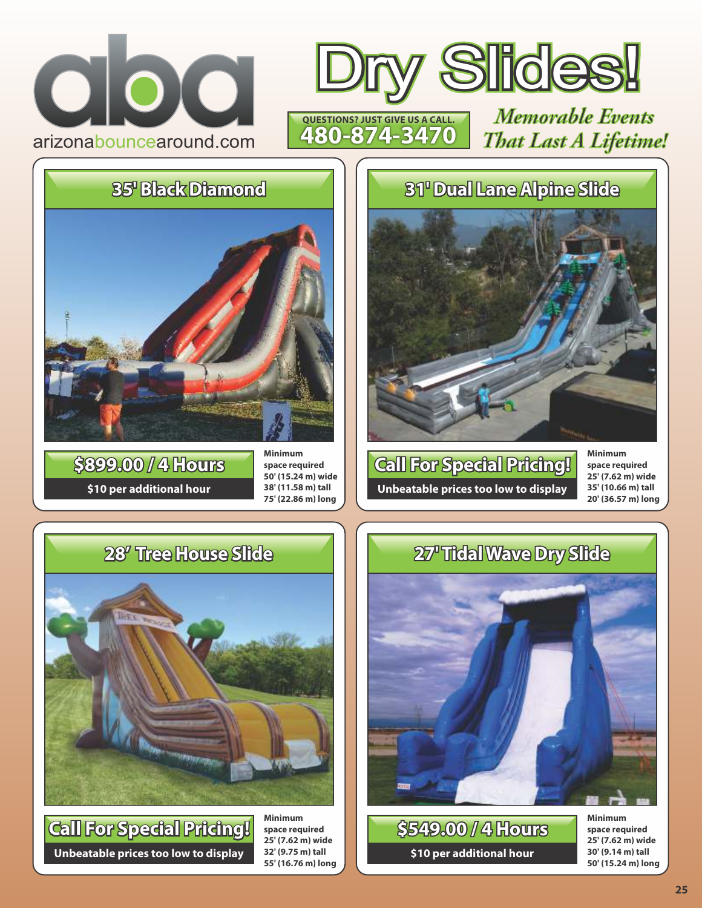aba

arizonabouncearound.com

# Dry Slides!

QUESTIONS? JUST GIVE US A CALL.
**480-874-3470**

*Memorable Events That Last A Lifetime!*

## 35' Black Diamond

**$899.00 / 4 Hours**

**$10 per additional hour**

**Minimum space required**
**50' (15.24 m) wide**
**38' (11.58 m) tall**
**75' (22.86 m) long**

## 31' Dual Lane Alpine Slide

**Call For Special Pricing!**

**Unbeatable prices too low to display**

**Minimum space required**
**25' (7.62 m) wide**
**35' (10.66 m) tall**
**20' (36.57 m) long**

## 28' Tree House Slide

**Call For Special Pricing!**

**Unbeatable prices too low to display**

**Minimum space required**
**25' (7.62 m) wide**
**32' (9.75 m) tall**
**55' (16.76 m) long**

## 27' Tidal Wave Dry Slide

**$549.00 / 4 Hours**

**$10 per additional hour**

**Minimum space required**
**25' (7.62 m) wide**
**30' (9.14 m) tall**
**50' (15.24 m) long**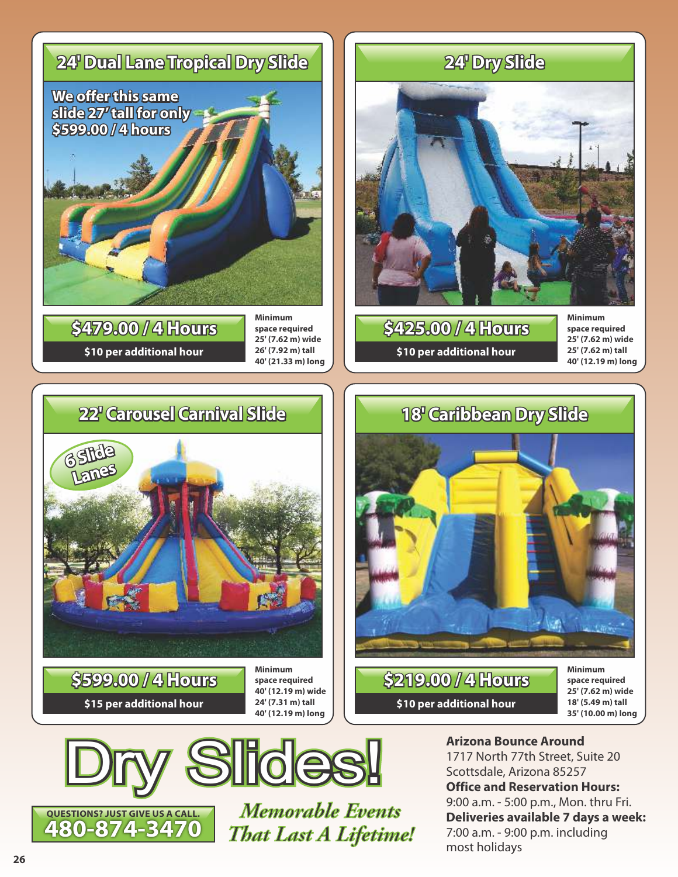## 24' Dual Lane Tropical Dry Slide

We offer this same slide 27' tall for only $599.00 / 4 hours

**$479.00 / 4 Hours**

$10 per additional hour

Minimum space required
25' (7.62 m) wide
26' (7.92 m) tall
40' (21.33 m) long

## 24' Dry Slide

**$425.00 / 4 Hours**

$10 per additional hour

Minimum space required
25' (7.62 m) wide
25' (7.62 m) tall
40' (12.19 m) long

## 22' Carousel Carnival Slide

6 Slide Lanes

**$599.00 / 4 Hours**

$15 per additional hour

Minimum space required
40' (12.19 m) wide
24' (7.31 m) tall
40' (12.19 m) long

## 18' Caribbean Dry Slide

**$219.00 / 4 Hours**

$10 per additional hour

Minimum space required
25' (7.62 m) wide
18' (5.49 m) tall
35' (10.00 m) long

# Dry Slides!

QUESTIONS? JUST GIVE US A CALL.
**480-874-3470**

*Memorable Events That Last A Lifetime!*

**Arizona Bounce Around**
1717 North 77th Street, Suite 20
Scottsdale, Arizona 85257
**Office and Reservation Hours:**
9:00 a.m. - 5:00 p.m., Mon. thru Fri.
**Deliveries available 7 days a week:**
7:00 a.m. - 9:00 p.m. including most holidays